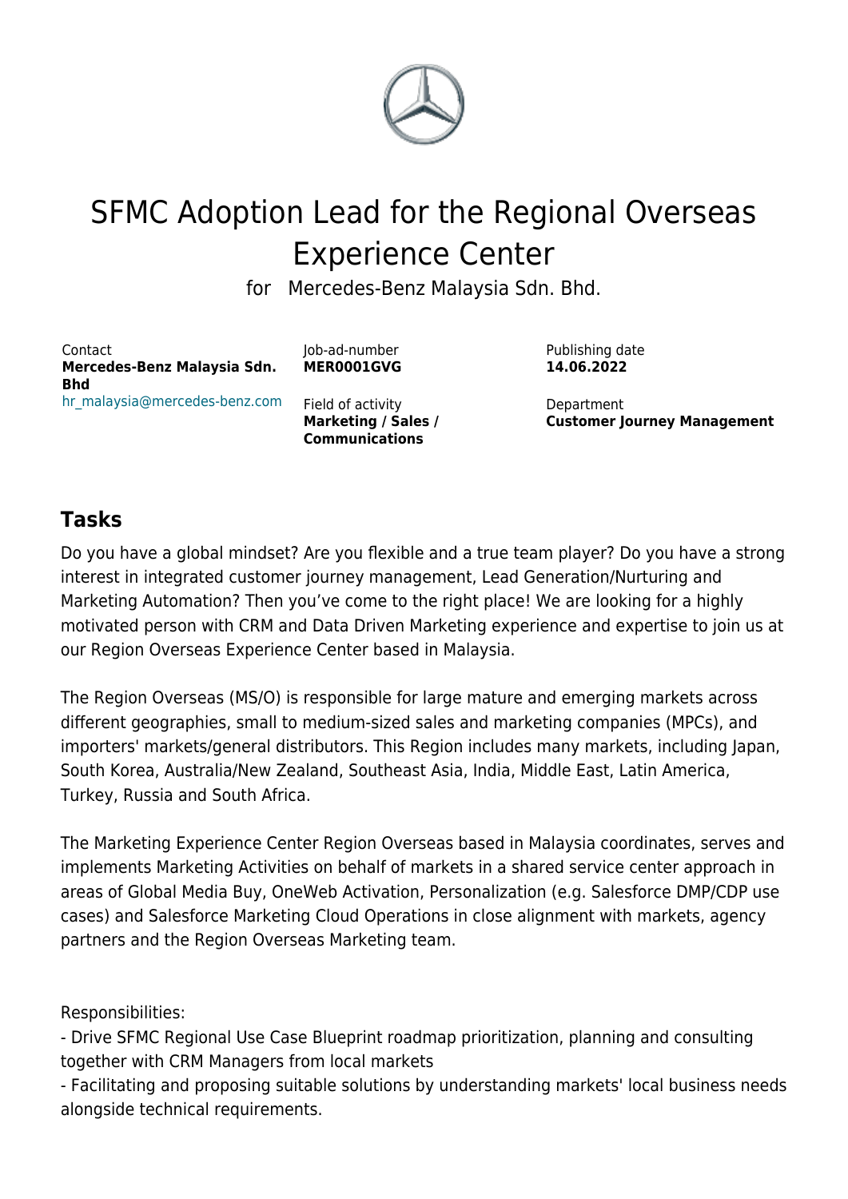# SFMC Adoption Lead for the Regional Overseas Experience Center

for Mercedes-Benz Malaysia Sdn. Bhd.

Contact
**Mercedes-Benz Malaysia Sdn. Bhd**
hr_malaysia@mercedes-benz.com

Job-ad-number
**MER0001GVG**

Field of activity
**Marketing / Sales / Communications**

Publishing date
**14.06.2022**

Department
**Customer Journey Management**

## Tasks

Do you have a global mindset? Are you flexible and a true team player? Do you have a strong interest in integrated customer journey management, Lead Generation/Nurturing and Marketing Automation? Then you've come to the right place! We are looking for a highly motivated person with CRM and Data Driven Marketing experience and expertise to join us at our Region Overseas Experience Center based in Malaysia.

The Region Overseas (MS/O) is responsible for large mature and emerging markets across different geographies, small to medium-sized sales and marketing companies (MPCs), and importers' markets/general distributors. This Region includes many markets, including Japan, South Korea, Australia/New Zealand, Southeast Asia, India, Middle East, Latin America, Turkey, Russia and South Africa.

The Marketing Experience Center Region Overseas based in Malaysia coordinates, serves and implements Marketing Activities on behalf of markets in a shared service center approach in areas of Global Media Buy, OneWeb Activation, Personalization (e.g. Salesforce DMP/CDP use cases) and Salesforce Marketing Cloud Operations in close alignment with markets, agency partners and the Region Overseas Marketing team.

Responsibilities:
- Drive SFMC Regional Use Case Blueprint roadmap prioritization, planning and consulting together with CRM Managers from local markets
- Facilitating and proposing suitable solutions by understanding markets' local business needs alongside technical requirements.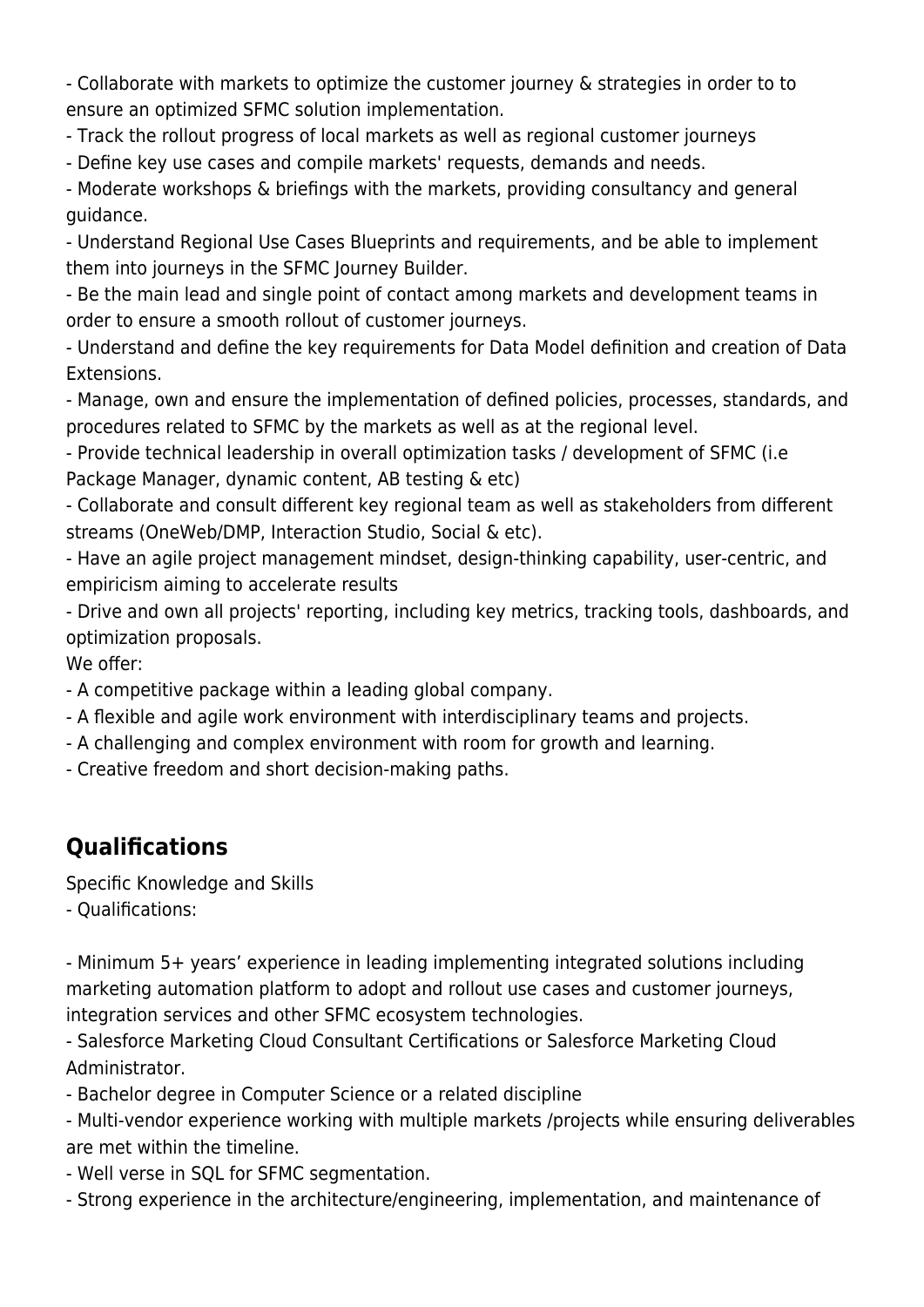- Collaborate with markets to optimize the customer journey & strategies in order to to ensure an optimized SFMC solution implementation.
- Track the rollout progress of local markets as well as regional customer journeys
- Define key use cases and compile markets' requests, demands and needs.
- Moderate workshops & briefings with the markets, providing consultancy and general guidance.
- Understand Regional Use Cases Blueprints and requirements, and be able to implement them into journeys in the SFMC Journey Builder.
- Be the main lead and single point of contact among markets and development teams in order to ensure a smooth rollout of customer journeys.
- Understand and define the key requirements for Data Model definition and creation of Data Extensions.
- Manage, own and ensure the implementation of defined policies, processes, standards, and procedures related to SFMC by the markets as well as at the regional level.
- Provide technical leadership in overall optimization tasks / development of SFMC (i.e Package Manager, dynamic content, AB testing & etc)
- Collaborate and consult different key regional team as well as stakeholders from different streams (OneWeb/DMP, Interaction Studio, Social & etc).
- Have an agile project management mindset, design-thinking capability, user-centric, and empiricism aiming to accelerate results
- Drive and own all projects' reporting, including key metrics, tracking tools, dashboards, and optimization proposals.

We offer:

- A competitive package within a leading global company.
- A flexible and agile work environment with interdisciplinary teams and projects.
- A challenging and complex environment with room for growth and learning.
- Creative freedom and short decision-making paths.

## Qualifications

Specific Knowledge and Skills

- Qualifications:

- Minimum 5+ years' experience in leading implementing integrated solutions including marketing automation platform to adopt and rollout use cases and customer journeys, integration services and other SFMC ecosystem technologies.
- Salesforce Marketing Cloud Consultant Certifications or Salesforce Marketing Cloud Administrator.
- Bachelor degree in Computer Science or a related discipline
- Multi-vendor experience working with multiple markets /projects while ensuring deliverables are met within the timeline.
- Well verse in SQL for SFMC segmentation.
- Strong experience in the architecture/engineering, implementation, and maintenance of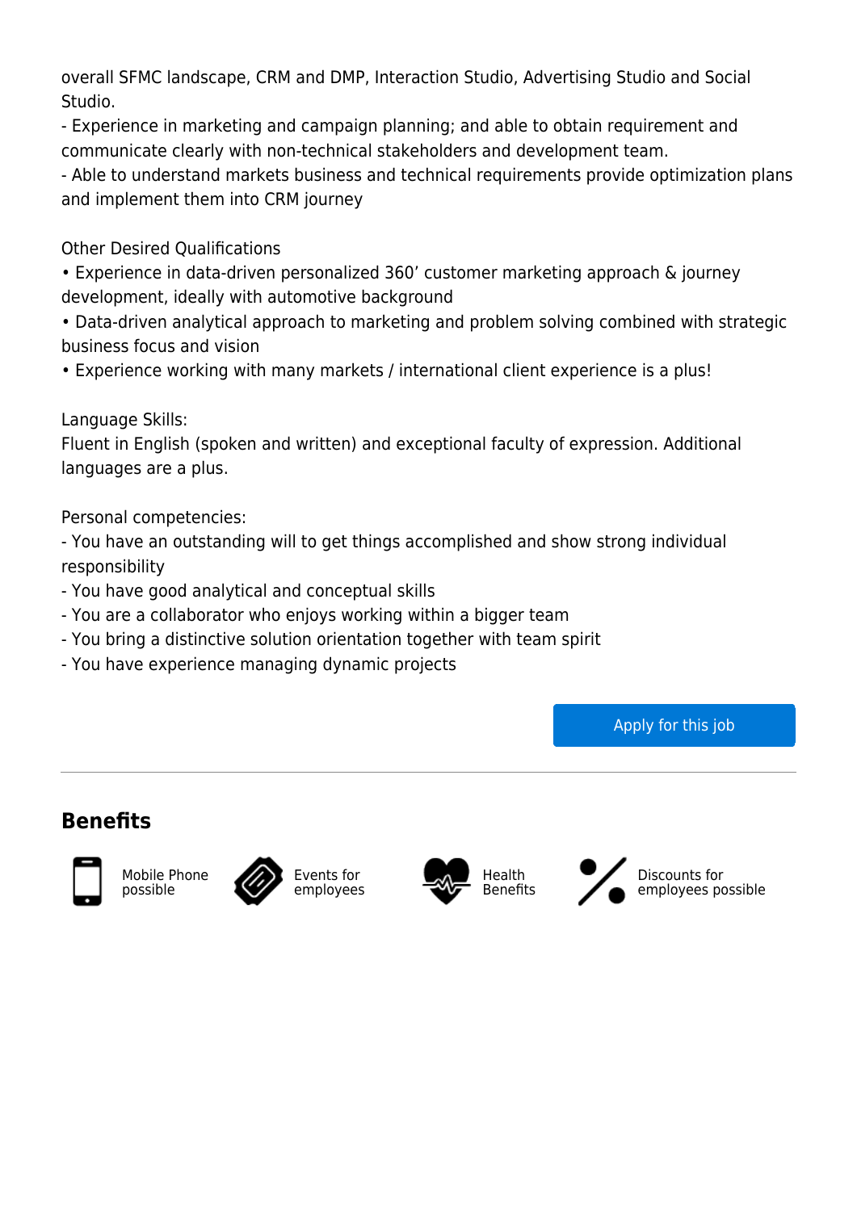overall SFMC landscape, CRM and DMP, Interaction Studio, Advertising Studio and Social Studio.

- Experience in marketing and campaign planning; and able to obtain requirement and communicate clearly with non-technical stakeholders and development team.
- Able to understand markets business and technical requirements provide optimization plans and implement them into CRM journey

Other Desired Qualifications

• Experience in data-driven personalized 360' customer marketing approach & journey development, ideally with automotive background
• Data-driven analytical approach to marketing and problem solving combined with strategic business focus and vision
• Experience working with many markets / international client experience is a plus!

Language Skills:
Fluent in English (spoken and written) and exceptional faculty of expression. Additional languages are a plus.

Personal competencies:

- You have an outstanding will to get things accomplished and show strong individual responsibility
- You have good analytical and conceptual skills
- You are a collaborator who enjoys working within a bigger team
- You bring a distinctive solution orientation together with team spirit
- You have experience managing dynamic projects

Apply for this job

## Benefits

Mobile Phone possible

Events for employees

Health Benefits

Discounts for employees possible